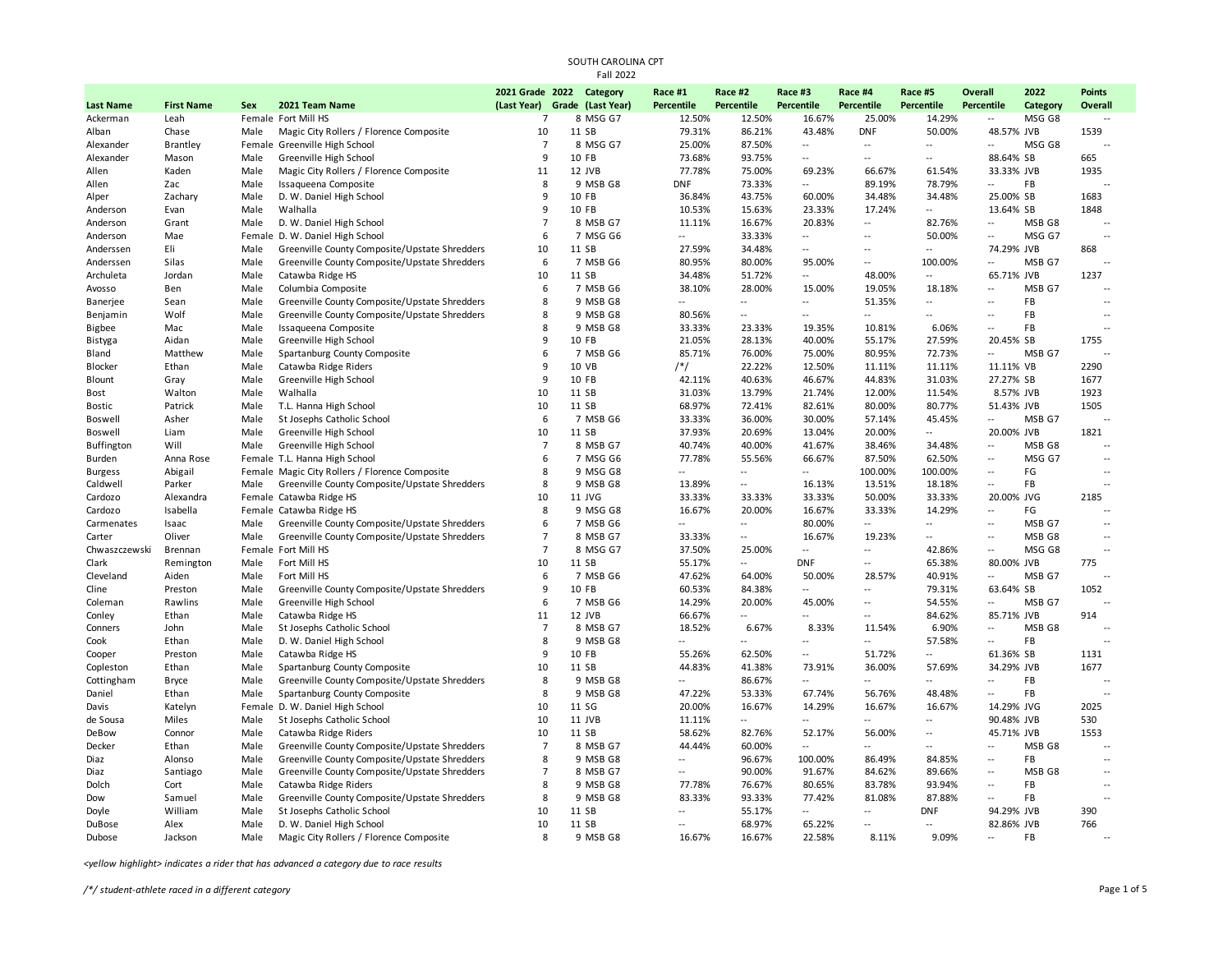SOUTH CAROLINA CPT
Fall 2022

| Last Name | First Name | Sex | 2021 Team Name | 2021 Grade (Last Year) | 2022 Grade | Category (Last Year) | Race #1 Percentile | Race #2 Percentile | Race #3 Percentile | Race #4 Percentile | Race #5 Percentile | Overall Percentile | 2022 Category | Points Overall |
|---|---|---|---|---|---|---|---|---|---|---|---|---|---|---|
| Ackerman | Leah | Female | Fort Mill HS | 7 | 8 | MSG G7 | 12.50% | 12.50% | 16.67% | 25.00% | 14.29% | -- | MSG G8 | -- |
| Alban | Chase | Male | Magic City Rollers / Florence Composite | 10 | 11 | SB | 79.31% | 86.21% | 43.48% | DNF | 50.00% | 48.57% | JVB | 1539 |
| Alexander | Brantley | Female | Greenville High School | 7 | 8 | MSG G7 | 25.00% | 87.50% | -- | -- | -- | -- | MSG G8 | -- |
| Alexander | Mason | Male | Greenville High School | 9 | 10 | FB | 73.68% | 93.75% | -- | -- | -- | 88.64% | SB | 665 |
| Allen | Kaden | Male | Magic City Rollers / Florence Composite | 11 | 12 | JVB | 77.78% | 75.00% | 69.23% | 66.67% | 61.54% | 33.33% | JVB | 1935 |
| Allen | Zac | Male | Issaqueena Composite | 8 | 9 | MSB G8 | DNF | 73.33% | -- | 89.19% | 78.79% | -- | FB | -- |
| Alper | Zachary | Male | D. W. Daniel High School | 9 | 10 | FB | 36.84% | 43.75% | 60.00% | 34.48% | 34.48% | 25.00% | SB | 1683 |
| Anderson | Evan | Male | Walhalla | 9 | 10 | FB | 10.53% | 15.63% | 23.33% | 17.24% | -- | 13.64% | SB | 1848 |
| Anderson | Grant | Male | D. W. Daniel High School | 7 | 8 | MSB G7 | 11.11% | 16.67% | 20.83% | -- | 82.76% | -- | MSB G8 | -- |
| Anderson | Mae | Female | D. W. Daniel High School | 6 | 7 | MSG G6 | -- | 33.33% | -- | -- | 50.00% | -- | MSG G7 | -- |
| Anderssen | Eli | Male | Greenville County Composite/Upstate Shredders | 10 | 11 | SB | 27.59% | 34.48% | -- | -- | -- | 74.29% | JVB | 868 |
| Anderssen | Silas | Male | Greenville County Composite/Upstate Shredders | 6 | 7 | MSB G6 | 80.95% | 80.00% | 95.00% | -- | 100.00% | -- | MSB G7 | -- |
| Archuleta | Jordan | Male | Catawba Ridge HS | 10 | 11 | SB | 34.48% | 51.72% | -- | 48.00% | -- | 65.71% | JVB | 1237 |
| Avosso | Ben | Male | Columbia Composite | 6 | 7 | MSB G6 | 38.10% | 28.00% | 15.00% | 19.05% | 18.18% | -- | MSB G7 | -- |
| Banerjee | Sean | Male | Greenville County Composite/Upstate Shredders | 8 | 9 | MSB G8 | -- | -- | -- | 51.35% | -- | -- | FB | -- |
| Benjamin | Wolf | Male | Greenville County Composite/Upstate Shredders | 8 | 9 | MSB G8 | 80.56% | -- | -- | -- | -- | -- | FB | -- |
| Bigbee | Mac | Male | Issaqueena Composite | 8 | 9 | MSB G8 | 33.33% | 23.33% | 19.35% | 10.81% | 6.06% | -- | FB | -- |
| Bistyga | Aidan | Male | Greenville High School | 9 | 10 | FB | 21.05% | 28.13% | 40.00% | 55.17% | 27.59% | 20.45% | SB | 1755 |
| Bland | Matthew | Male | Spartanburg County Composite | 6 | 7 | MSB G6 | 85.71% | 76.00% | 75.00% | 80.95% | 72.73% | -- | MSB G7 | -- |
| Blocker | Ethan | Male | Catawba Ridge Riders | 9 | 10 | VB | /*/ | 22.22% | 12.50% | 11.11% | 11.11% | 11.11% | VB | 2290 |
| Blount | Gray | Male | Greenville High School | 9 | 10 | FB | 42.11% | 40.63% | 46.67% | 44.83% | 31.03% | 27.27% | SB | 1677 |
| Bost | Walton | Male | Walhalla | 10 | 11 | SB | 31.03% | 13.79% | 21.74% | 12.00% | 11.54% | 8.57% | JVB | 1923 |
| Bostic | Patrick | Male | T.L. Hanna High School | 10 | 11 | SB | 68.97% | 72.41% | 82.61% | 80.00% | 80.77% | 51.43% | JVB | 1505 |
| Boswell | Asher | Male | St Josephs Catholic School | 6 | 7 | MSB G6 | 33.33% | 36.00% | 30.00% | 57.14% | 45.45% | -- | MSB G7 | -- |
| Boswell | Liam | Male | Greenville High School | 10 | 11 | SB | 37.93% | 20.69% | 13.04% | 20.00% | -- | 20.00% | JVB | 1821 |
| Buffington | Will | Male | Greenville High School | 7 | 8 | MSB G7 | 40.74% | 40.00% | 41.67% | 38.46% | 34.48% | -- | MSB G8 | -- |
| Burden | Anna Rose | Female | T.L. Hanna High School | 6 | 7 | MSG G6 | 77.78% | 55.56% | 66.67% | 87.50% | 62.50% | -- | MSG G7 | -- |
| Burgess | Abigail | Female | Magic City Rollers / Florence Composite | 8 | 9 | MSG G8 | -- | -- | -- | 100.00% | 100.00% | -- | FG | -- |
| Caldwell | Parker | Male | Greenville County Composite/Upstate Shredders | 8 | 9 | MSB G8 | 13.89% | -- | 16.13% | 13.51% | 18.18% | -- | FB | -- |
| Cardozo | Alexandra | Female | Catawba Ridge HS | 10 | 11 | JVG | 33.33% | 33.33% | 33.33% | 50.00% | 33.33% | 20.00% | JVG | 2185 |
| Cardozo | Isabella | Female | Catawba Ridge HS | 8 | 9 | MSG G8 | 16.67% | 20.00% | 16.67% | 33.33% | 14.29% | -- | FG | -- |
| Carmenates | Isaac | Male | Greenville County Composite/Upstate Shredders | 6 | 7 | MSB G6 | -- | -- | 80.00% | -- | -- | -- | MSB G7 | -- |
| Carter | Oliver | Male | Greenville County Composite/Upstate Shredders | 7 | 8 | MSB G7 | 33.33% | -- | 16.67% | 19.23% | -- | -- | MSB G8 | -- |
| Chwaszczewski | Brennan | Female | Fort Mill HS | 7 | 8 | MSG G7 | 37.50% | 25.00% | -- | -- | 42.86% | -- | MSG G8 | -- |
| Clark | Remington | Male | Fort Mill HS | 10 | 11 | SB | 55.17% | -- | DNF | -- | 65.38% | 80.00% | JVB | 775 |
| Cleveland | Aiden | Male | Fort Mill HS | 6 | 7 | MSB G6 | 47.62% | 64.00% | 50.00% | 28.57% | 40.91% | -- | MSB G7 | -- |
| Cline | Preston | Male | Greenville County Composite/Upstate Shredders | 9 | 10 | FB | 60.53% | 84.38% | -- | -- | 79.31% | 63.64% | SB | 1052 |
| Coleman | Rawlins | Male | Greenville High School | 6 | 7 | MSB G6 | 14.29% | 20.00% | 45.00% | -- | 54.55% | -- | MSB G7 | -- |
| Conley | Ethan | Male | Catawba Ridge HS | 11 | 12 | JVB | 66.67% | -- | -- | -- | 84.62% | 85.71% | JVB | 914 |
| Conners | John | Male | St Josephs Catholic School | 7 | 8 | MSB G7 | 18.52% | 6.67% | 8.33% | 11.54% | 6.90% | -- | MSB G8 | -- |
| Cook | Ethan | Male | D. W. Daniel High School | 8 | 9 | MSB G8 | -- | -- | -- | -- | 57.58% | -- | FB | -- |
| Cooper | Preston | Male | Catawba Ridge HS | 9 | 10 | FB | 55.26% | 62.50% | -- | 51.72% | -- | 61.36% | SB | 1131 |
| Copleston | Ethan | Male | Spartanburg County Composite | 10 | 11 | SB | 44.83% | 41.38% | 73.91% | 36.00% | 57.69% | 34.29% | JVB | 1677 |
| Cottingham | Bryce | Male | Greenville County Composite/Upstate Shredders | 8 | 9 | MSB G8 | -- | 86.67% | -- | -- | -- | -- | FB | -- |
| Daniel | Ethan | Male | Spartanburg County Composite | 8 | 9 | MSB G8 | 47.22% | 53.33% | 67.74% | 56.76% | 48.48% | -- | FB | -- |
| Davis | Katelyn | Female | D. W. Daniel High School | 10 | 11 | SG | 20.00% | 16.67% | 14.29% | 16.67% | 16.67% | 14.29% | JVG | 2025 |
| de Sousa | Miles | Male | St Josephs Catholic School | 10 | 11 | JVB | 11.11% | -- | -- | -- | -- | 90.48% | JVB | 530 |
| DeBow | Connor | Male | Catawba Ridge Riders | 10 | 11 | SB | 58.62% | 82.76% | 52.17% | 56.00% | -- | 45.71% | JVB | 1553 |
| Decker | Ethan | Male | Greenville County Composite/Upstate Shredders | 7 | 8 | MSB G7 | 44.44% | 60.00% | -- | -- | -- | -- | MSB G8 | -- |
| Diaz | Alonso | Male | Greenville County Composite/Upstate Shredders | 8 | 9 | MSB G8 | -- | 96.67% | 100.00% | 86.49% | 84.85% | -- | FB | -- |
| Diaz | Santiago | Male | Greenville County Composite/Upstate Shredders | 7 | 8 | MSB G7 | -- | 90.00% | 91.67% | 84.62% | 89.66% | -- | MSB G8 | -- |
| Dolch | Cort | Male | Catawba Ridge Riders | 8 | 9 | MSB G8 | 77.78% | 76.67% | 80.65% | 83.78% | 93.94% | -- | FB | -- |
| Dow | Samuel | Male | Greenville County Composite/Upstate Shredders | 8 | 9 | MSB G8 | 83.33% | 93.33% | 77.42% | 81.08% | 87.88% | -- | FB | -- |
| Doyle | William | Male | St Josephs Catholic School | 10 | 11 | SB | -- | 55.17% | -- | -- | DNF | 94.29% | JVB | 390 |
| DuBose | Alex | Male | D. W. Daniel High School | 10 | 11 | SB | -- | 68.97% | 65.22% | -- | -- | 82.86% | JVB | 766 |
| Dubose | Jackson | Male | Magic City Rollers / Florence Composite | 8 | 9 | MSB G8 | 16.67% | 16.67% | 22.58% | 8.11% | 9.09% | -- | FB | -- |

*<yellow highlight> indicates a rider that has advanced a category due to race results*

*/*/ student-athlete raced in a different category*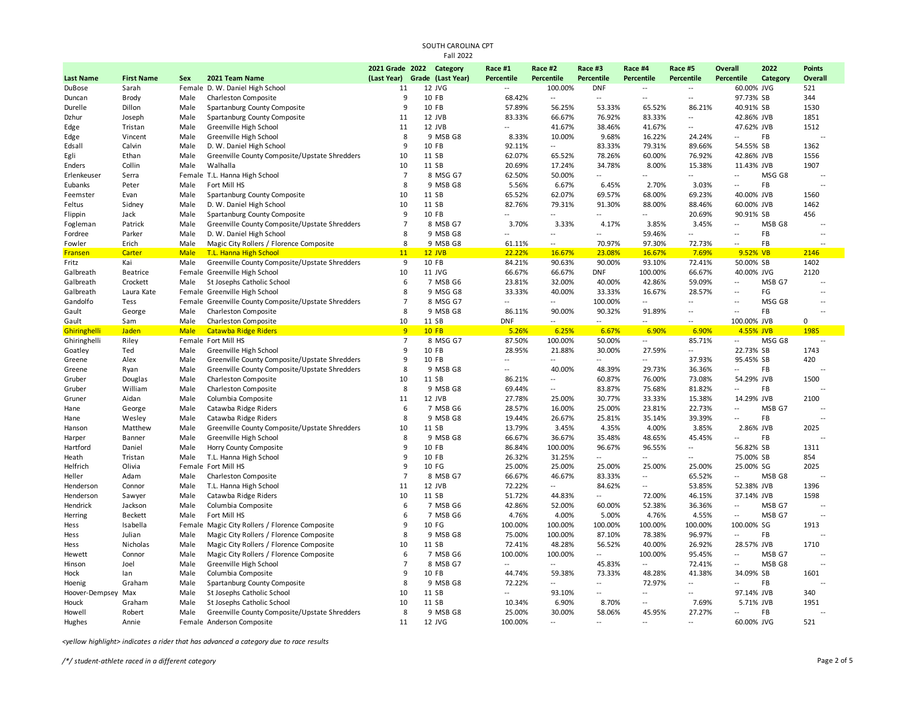SOUTH CAROLINA CPT

Fall 2022

| Last Name | First Name | Sex | 2021 Team Name | 2021 Grade (Last Year) | 2022 Grade | Category (Last Year) | Race #1 Percentile | Race #2 Percentile | Race #3 Percentile | Race #4 Percentile | Race #5 Percentile | Overall Percentile | 2022 Category | Points Overall |
|---|---|---|---|---|---|---|---|---|---|---|---|---|---|---|
| DuBose | Sarah | Female | D. W. Daniel High School | 11 | 12 | JVG | -- | 100.00% | DNF | -- | -- | 60.00% | JVG | 521 |
| Duncan | Brody | Male | Charleston Composite | 9 | 10 | FB | 68.42% | -- | -- | -- | -- | 97.73% | SB | 344 |
| Durelle | Dillon | Male | Spartanburg County Composite | 9 | 10 | FB | 57.89% | 56.25% | 53.33% | 65.52% | 86.21% | 40.91% | SB | 1530 |
| Dzhur | Joseph | Male | Spartanburg County Composite | 11 | 12 | JVB | 83.33% | 66.67% | 76.92% | 83.33% | -- | 42.86% | JVB | 1851 |
| Edge | Tristan | Male | Greenville High School | 11 | 12 | JVB | -- | 41.67% | 38.46% | 41.67% | -- | 47.62% | JVB | 1512 |
| Edge | Vincent | Male | Greenville High School | 8 | 9 | MSB G8 | 8.33% | 10.00% | 9.68% | 16.22% | 24.24% | -- | FB | -- |
| Edsall | Calvin | Male | D. W. Daniel High School | 9 | 10 | FB | 92.11% | -- | 83.33% | 79.31% | 89.66% | 54.55% | SB | 1362 |
| Egli | Ethan | Male | Greenville County Composite/Upstate Shredders | 10 | 11 | SB | 62.07% | 65.52% | 78.26% | 60.00% | 76.92% | 42.86% | JVB | 1556 |
| Enders | Collin | Male | Walhalla | 10 | 11 | SB | 20.69% | 17.24% | 34.78% | 8.00% | 15.38% | 11.43% | JVB | 1907 |
| Erlenkeuser | Serra | Female | T.L. Hanna High School | 7 | 8 | MSG G7 | 62.50% | 50.00% | -- | -- | -- | -- | MSG G8 | -- |
| Eubanks | Peter | Male | Fort Mill HS | 8 | 9 | MSB G8 | 5.56% | 6.67% | 6.45% | 2.70% | 3.03% | -- | FB | -- |
| Feemster | Evan | Male | Spartanburg County Composite | 10 | 11 | SB | 65.52% | 62.07% | 69.57% | 68.00% | 69.23% | 40.00% | JVB | 1560 |
| Feltus | Sidney | Male | D. W. Daniel High School | 10 | 11 | SB | 82.76% | 79.31% | 91.30% | 88.00% | 88.46% | 60.00% | JVB | 1462 |
| Flippin | Jack | Male | Spartanburg County Composite | 9 | 10 | FB | -- | -- | -- | -- | 20.69% | 90.91% | SB | 456 |
| Fogleman | Patrick | Male | Greenville County Composite/Upstate Shredders | 7 | 8 | MSB G7 | 3.70% | 3.33% | 4.17% | 3.85% | 3.45% | -- | MSB G8 | -- |
| Fordree | Parker | Male | D. W. Daniel High School | 8 | 9 | MSB G8 | -- | -- | -- | 59.46% | -- | -- | FB | -- |
| Fowler | Erich | Male | Magic City Rollers / Florence Composite | 8 | 9 | MSB G8 | 61.11% | -- | 70.97% | 97.30% | 72.73% | -- | FB | -- |
| Fransen | Carter | Male | T.L. Hanna High School | 11 | 12 | JVB | 22.22% | 16.67% | 23.08% | 16.67% | 7.69% | 9.52% | VB | 2146 |
| Fritz | Kai | Male | Greenville County Composite/Upstate Shredders | 9 | 10 | FB | 84.21% | 90.63% | 90.00% | 93.10% | 72.41% | 50.00% | SB | 1402 |
| Galbreath | Beatrice | Female | Greenville High School | 10 | 11 | JVG | 66.67% | 66.67% | DNF | 100.00% | 66.67% | 40.00% | JVG | 2120 |
| Galbreath | Crockett | Male | St Josephs Catholic School | 6 | 7 | MSB G6 | 23.81% | 32.00% | 40.00% | 42.86% | 59.09% | -- | MSB G7 | -- |
| Galbreath | Laura Kate | Female | Greenville High School | 8 | 9 | MSG G8 | 33.33% | 40.00% | 33.33% | 16.67% | 28.57% | -- | FG | -- |
| Gandolfo | Tess | Female | Greenville County Composite/Upstate Shredders | 7 | 8 | MSG G7 | -- | -- | 100.00% | -- | -- | -- | MSG G8 | -- |
| Gault | George | Male | Charleston Composite | 8 | 9 | MSB G8 | 86.11% | 90.00% | 90.32% | 91.89% | -- | -- | FB | -- |
| Gault | Sam | Male | Charleston Composite | 10 | 11 | SB | DNF | -- | -- | -- | -- | 100.00% | JVB | 0 |
| Ghiringhelli | Jaden | Male | Catawba Ridge Riders | 9 | 10 | FB | 5.26% | 6.25% | 6.67% | 6.90% | 6.90% | 4.55% | JVB | 1985 |
| Ghiringhelli | Riley | Female | Fort Mill HS | 7 | 8 | MSG G7 | 87.50% | 100.00% | 50.00% | -- | 85.71% | -- | MSG G8 | -- |
| Goatley | Ted | Male | Greenville High School | 9 | 10 | FB | 28.95% | 21.88% | 30.00% | 27.59% | -- | 22.73% | SB | 1743 |
| Greene | Alex | Male | Greenville County Composite/Upstate Shredders | 9 | 10 | FB | -- | -- | -- | -- | 37.93% | 95.45% | SB | 420 |
| Greene | Ryan | Male | Greenville County Composite/Upstate Shredders | 8 | 9 | MSB G8 | -- | 40.00% | 48.39% | 29.73% | 36.36% | -- | FB | -- |
| Gruber | Douglas | Male | Charleston Composite | 10 | 11 | SB | 86.21% | -- | 60.87% | 76.00% | 73.08% | 54.29% | JVB | 1500 |
| Gruber | William | Male | Charleston Composite | 8 | 9 | MSB G8 | 69.44% | -- | 83.87% | 75.68% | 81.82% | -- | FB | -- |
| Gruner | Aidan | Male | Columbia Composite | 11 | 12 | JVB | 27.78% | 25.00% | 30.77% | 33.33% | 15.38% | 14.29% | JVB | 2100 |
| Hane | George | Male | Catawba Ridge Riders | 6 | 7 | MSB G6 | 28.57% | 16.00% | 25.00% | 23.81% | 22.73% | -- | MSB G7 | -- |
| Hane | Wesley | Male | Catawba Ridge Riders | 8 | 9 | MSB G8 | 19.44% | 26.67% | 25.81% | 35.14% | 39.39% | -- | FB | -- |
| Hanson | Matthew | Male | Greenville County Composite/Upstate Shredders | 10 | 11 | SB | 13.79% | 3.45% | 4.35% | 4.00% | 3.85% | 2.86% | JVB | 2025 |
| Harper | Banner | Male | Greenville High School | 8 | 9 | MSB G8 | 66.67% | 36.67% | 35.48% | 48.65% | 45.45% | -- | FB | -- |
| Hartford | Daniel | Male | Horry County Composite | 9 | 10 | FB | 86.84% | 100.00% | 96.67% | 96.55% | -- | 56.82% | SB | 1311 |
| Heath | Tristan | Male | T.L. Hanna High School | 9 | 10 | FB | 26.32% | 31.25% | -- | -- | -- | 75.00% | SB | 854 |
| Helfrich | Olivia | Female | Fort Mill HS | 9 | 10 | FG | 25.00% | 25.00% | 25.00% | 25.00% | 25.00% | 25.00% | SG | 2025 |
| Heller | Adam | Male | Charleston Composite | 7 | 8 | MSB G7 | 66.67% | 46.67% | 83.33% | -- | 65.52% | -- | MSB G8 | -- |
| Henderson | Connor | Male | T.L. Hanna High School | 11 | 12 | JVB | 72.22% | -- | 84.62% | -- | 53.85% | 52.38% | JVB | 1396 |
| Henderson | Sawyer | Male | Catawba Ridge Riders | 10 | 11 | SB | 51.72% | 44.83% | -- | 72.00% | 46.15% | 37.14% | JVB | 1598 |
| Hendrick | Jackson | Male | Columbia Composite | 6 | 7 | MSB G6 | 42.86% | 52.00% | 60.00% | 52.38% | 36.36% | -- | MSB G7 | -- |
| Herring | Beckett | Male | Fort Mill HS | 6 | 7 | MSB G6 | 4.76% | 4.00% | 5.00% | 4.76% | 4.55% | -- | MSB G7 | -- |
| Hess | Isabella | Female | Magic City Rollers / Florence Composite | 9 | 10 | FG | 100.00% | 100.00% | 100.00% | 100.00% | 100.00% | 100.00% | SG | 1913 |
| Hess | Julian | Male | Magic City Rollers / Florence Composite | 8 | 9 | MSB G8 | 75.00% | 100.00% | 87.10% | 78.38% | 96.97% | -- | FB | -- |
| Hess | Nicholas | Male | Magic City Rollers / Florence Composite | 10 | 11 | SB | 72.41% | 48.28% | 56.52% | 40.00% | 26.92% | 28.57% | JVB | 1710 |
| Hewett | Connor | Male | Magic City Rollers / Florence Composite | 6 | 7 | MSB G6 | 100.00% | 100.00% | -- | 100.00% | 95.45% | -- | MSB G7 | -- |
| Hinson | Joel | Male | Greenville High School | 7 | 8 | MSB G7 | -- | -- | 45.83% | -- | 72.41% | -- | MSB G8 | -- |
| Hock | Ian | Male | Columbia Composite | 9 | 10 | FB | 44.74% | 59.38% | 73.33% | 48.28% | 41.38% | 34.09% | SB | 1601 |
| Hoenig | Graham | Male | Spartanburg County Composite | 8 | 9 | MSB G8 | 72.22% | -- | -- | 72.97% | -- | -- | FB | -- |
| Hoover-Dempsey | Max | Male | St Josephs Catholic School | 10 | 11 | SB | -- | 93.10% | -- | -- | -- | 97.14% | JVB | 340 |
| Houck | Graham | Male | St Josephs Catholic School | 10 | 11 | SB | 10.34% | 6.90% | 8.70% | -- | 7.69% | 5.71% | JVB | 1951 |
| Howell | Robert | Male | Greenville County Composite/Upstate Shredders | 8 | 9 | MSB G8 | 25.00% | 30.00% | 58.06% | 45.95% | 27.27% | -- | FB | -- |
| Hughes | Annie | Female | Anderson Composite | 11 | 12 | JVG | 100.00% | -- | -- | -- | -- | 60.00% | JVG | 521 |

*<yellow highlight> indicates a rider that has advanced a category due to race results*

*/*/ student-athlete raced in a different category*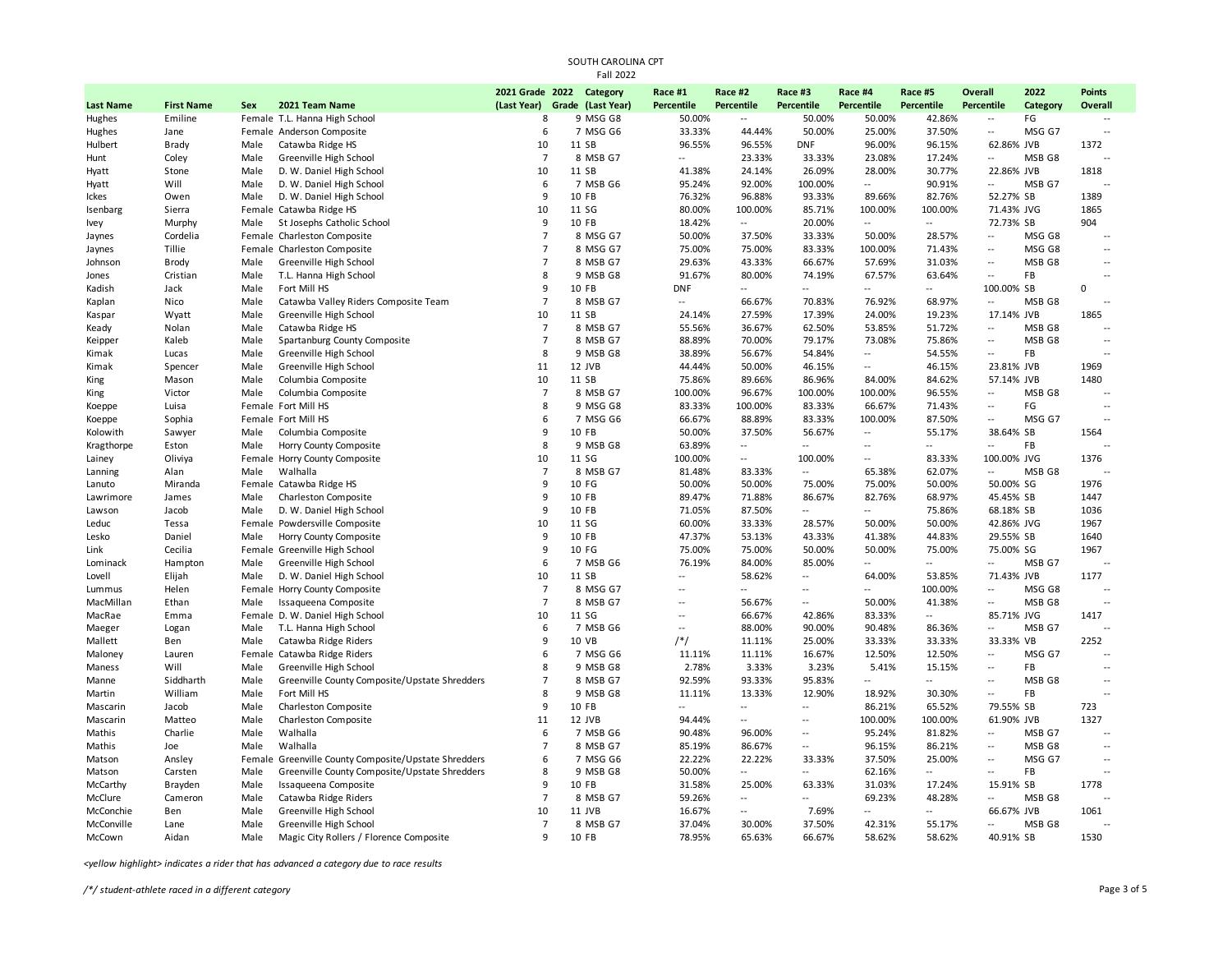SOUTH CAROLINA CPT
Fall 2022

| Last Name | First Name | Sex | 2021 Team Name | 2021 Grade (Last Year) | 2022 Grade | Category (Last Year) | Race #1 Percentile | Race #2 Percentile | Race #3 Percentile | Race #4 Percentile | Race #5 Percentile | Overall Percentile | 2022 Category | Points Overall |
|---|---|---|---|---|---|---|---|---|---|---|---|---|---|---|
| Hughes | Emiline | Female | T.L. Hanna High School | 8 | 9 | MSG G8 | 50.00% | -- | 50.00% | 50.00% | 42.86% | -- | FG | -- |
| Hughes | Jane | Female | Anderson Composite | 6 | 7 | MSG G6 | 33.33% | 44.44% | 50.00% | 25.00% | 37.50% | -- | MSG G7 | -- |
| Hulbert | Brady | Male | Catawba Ridge HS | 10 | 11 | SB | 96.55% | 96.55% | DNF | 96.00% | 96.15% | 62.86% | JVB | 1372 |
| Hunt | Coley | Male | Greenville High School | 7 | 8 | MSB G7 | -- | 23.33% | 33.33% | 23.08% | 17.24% | -- | MSB G8 | -- |
| Hyatt | Stone | Male | D. W. Daniel High School | 10 | 11 | SB | 41.38% | 24.14% | 26.09% | 28.00% | 30.77% | 22.86% | JVB | 1818 |
| Hyatt | Will | Male | D. W. Daniel High School | 6 | 7 | MSB G6 | 95.24% | 92.00% | 100.00% | -- | 90.91% | -- | MSB G7 | -- |
| Ickes | Owen | Male | D. W. Daniel High School | 9 | 10 | FB | 76.32% | 96.88% | 93.33% | 89.66% | 82.76% | 52.27% | SB | 1389 |
| Isenbarg | Sierra | Female | Catawba Ridge HS | 10 | 11 | SG | 80.00% | 100.00% | 85.71% | 100.00% | 100.00% | 71.43% | JVG | 1865 |
| Ivey | Murphy | Male | St Josephs Catholic School | 9 | 10 | FB | 18.42% | -- | 20.00% | -- | -- | 72.73% | SB | 904 |
| Jaynes | Cordelia | Female | Charleston Composite | 7 | 8 | MSG G7 | 50.00% | 37.50% | 33.33% | 50.00% | 28.57% | -- | MSG G8 | -- |
| Jaynes | Tillie | Female | Charleston Composite | 7 | 8 | MSG G7 | 75.00% | 75.00% | 83.33% | 100.00% | 71.43% | -- | MSG G8 | -- |
| Johnson | Brody | Male | Greenville High School | 7 | 8 | MSB G7 | 29.63% | 43.33% | 66.67% | 57.69% | 31.03% | -- | MSB G8 | -- |
| Jones | Cristian | Male | T.L. Hanna High School | 8 | 9 | MSB G8 | 91.67% | 80.00% | 74.19% | 67.57% | 63.64% | -- | FB | -- |
| Kadish | Jack | Male | Fort Mill HS | 9 | 10 | FB | DNF | -- | -- | -- | -- | 100.00% | SB | 0 |
| Kaplan | Nico | Male | Catawba Valley Riders Composite Team | 7 | 8 | MSB G7 | -- | 66.67% | 70.83% | 76.92% | 68.97% | -- | MSB G8 | -- |
| Kaspar | Wyatt | Male | Greenville High School | 10 | 11 | SB | 24.14% | 27.59% | 17.39% | 24.00% | 19.23% | 17.14% | JVB | 1865 |
| Keady | Nolan | Male | Catawba Ridge HS | 7 | 8 | MSB G7 | 55.56% | 36.67% | 62.50% | 53.85% | 51.72% | -- | MSB G8 | -- |
| Keipper | Kaleb | Male | Spartanburg County Composite | 7 | 8 | MSB G7 | 88.89% | 70.00% | 79.17% | 73.08% | 75.86% | -- | MSB G8 | -- |
| Kimak | Lucas | Male | Greenville High School | 8 | 9 | MSB G8 | 38.89% | 56.67% | 54.84% | -- | 54.55% | -- | FB | -- |
| Kimak | Spencer | Male | Greenville High School | 11 | 12 | JVB | 44.44% | 50.00% | 46.15% | -- | 46.15% | 23.81% | JVB | 1969 |
| King | Mason | Male | Columbia Composite | 10 | 11 | SB | 75.86% | 89.66% | 86.96% | 84.00% | 84.62% | 57.14% | JVB | 1480 |
| King | Victor | Male | Columbia Composite | 7 | 8 | MSB G7 | 100.00% | 96.67% | 100.00% | 100.00% | 96.55% | -- | MSB G8 | -- |
| Koeppe | Luisa | Female | Fort Mill HS | 8 | 9 | MSG G8 | 83.33% | 100.00% | 83.33% | 66.67% | 71.43% | -- | FG | -- |
| Koeppe | Sophia | Female | Fort Mill HS | 6 | 7 | MSG G6 | 66.67% | 88.89% | 83.33% | 100.00% | 87.50% | -- | MSG G7 | -- |
| Kolowith | Sawyer | Male | Columbia Composite | 9 | 10 | FB | 50.00% | 37.50% | 56.67% | -- | 55.17% | 38.64% | SB | 1564 |
| Kragthorpe | Eston | Male | Horry County Composite | 8 | 9 | MSB G8 | 63.89% | -- | -- | -- | -- | -- | FB | -- |
| Lainey | Oliviya | Female | Horry County Composite | 10 | 11 | SG | 100.00% | -- | 100.00% | -- | 83.33% | 100.00% | JVG | 1376 |
| Lanning | Alan | Male | Walhalla | 7 | 8 | MSB G7 | 81.48% | 83.33% | -- | 65.38% | 62.07% | -- | MSB G8 | -- |
| Lanuto | Miranda | Female | Catawba Ridge HS | 9 | 10 | FG | 50.00% | 50.00% | 75.00% | 75.00% | 50.00% | 50.00% | SG | 1976 |
| Lawrimore | James | Male | Charleston Composite | 9 | 10 | FB | 89.47% | 71.88% | 86.67% | 82.76% | 68.97% | 45.45% | SB | 1447 |
| Lawson | Jacob | Male | D. W. Daniel High School | 9 | 10 | FB | 71.05% | 87.50% | -- | -- | 75.86% | 68.18% | SB | 1036 |
| Leduc | Tessa | Female | Powdersville Composite | 10 | 11 | SG | 60.00% | 33.33% | 28.57% | 50.00% | 50.00% | 42.86% | JVG | 1967 |
| Lesko | Daniel | Male | Horry County Composite | 9 | 10 | FB | 47.37% | 53.13% | 43.33% | 41.38% | 44.83% | 29.55% | SB | 1640 |
| Link | Cecilia | Female | Greenville High School | 9 | 10 | FG | 75.00% | 75.00% | 50.00% | 50.00% | 75.00% | 75.00% | SG | 1967 |
| Lominack | Hampton | Male | Greenville High School | 6 | 7 | MSB G6 | 76.19% | 84.00% | 85.00% | -- | -- | -- | MSB G7 | -- |
| Lovell | Elijah | Male | D. W. Daniel High School | 10 | 11 | SB | -- | 58.62% | -- | 64.00% | 53.85% | 71.43% | JVB | 1177 |
| Lummus | Helen | Female | Horry County Composite | 7 | 8 | MSG G7 | -- | -- | -- | -- | 100.00% | -- | MSG G8 | -- |
| MacMillan | Ethan | Male | Issaqueena Composite | 7 | 8 | MSB G7 | -- | 56.67% | -- | 50.00% | 41.38% | -- | MSB G8 | -- |
| MacRae | Emma | Female | D. W. Daniel High School | 10 | 11 | SG | -- | 66.67% | 42.86% | 83.33% | -- | 85.71% | JVG | 1417 |
| Maeger | Logan | Male | T.L. Hanna High School | 6 | 7 | MSB G6 | -- | 88.00% | 90.00% | 90.48% | 86.36% | -- | MSB G7 | -- |
| Mallett | Ben | Male | Catawba Ridge Riders | 9 | 10 | VB | /*/ | 11.11% | 25.00% | 33.33% | 33.33% | 33.33% | VB | 2252 |
| Maloney | Lauren | Female | Catawba Ridge Riders | 6 | 7 | MSG G6 | 11.11% | 11.11% | 16.67% | 12.50% | 12.50% | -- | MSG G7 | -- |
| Maness | Will | Male | Greenville High School | 8 | 9 | MSB G8 | 2.78% | 3.33% | 3.23% | 5.41% | 15.15% | -- | FB | -- |
| Manne | Siddharth | Male | Greenville County Composite/Upstate Shredders | 7 | 8 | MSB G7 | 92.59% | 93.33% | 95.83% | -- | -- | -- | MSB G8 | -- |
| Martin | William | Male | Fort Mill HS | 8 | 9 | MSB G8 | 11.11% | 13.33% | 12.90% | 18.92% | 30.30% | -- | FB | -- |
| Mascarin | Jacob | Male | Charleston Composite | 9 | 10 | FB | -- | -- | -- | 86.21% | 65.52% | 79.55% | SB | 723 |
| Mascarin | Matteo | Male | Charleston Composite | 11 | 12 | JVB | 94.44% | -- | -- | 100.00% | 100.00% | 61.90% | JVB | 1327 |
| Mathis | Charlie | Male | Walhalla | 6 | 7 | MSB G6 | 90.48% | 96.00% | -- | 95.24% | 81.82% | -- | MSB G7 | -- |
| Mathis | Joe | Male | Walhalla | 7 | 8 | MSB G7 | 85.19% | 86.67% | -- | 96.15% | 86.21% | -- | MSB G8 | -- |
| Matson | Ansley | Female | Greenville County Composite/Upstate Shredders | 6 | 7 | MSG G6 | 22.22% | 22.22% | 33.33% | 37.50% | 25.00% | -- | MSG G7 | -- |
| Matson | Carsten | Male | Greenville County Composite/Upstate Shredders | 8 | 9 | MSB G8 | 50.00% | -- | -- | 62.16% | -- | -- | FB | -- |
| McCarthy | Brayden | Male | Issaqueena Composite | 9 | 10 | FB | 31.58% | 25.00% | 63.33% | 31.03% | 17.24% | 15.91% | SB | 1778 |
| McClure | Cameron | Male | Catawba Ridge Riders | 7 | 8 | MSB G7 | 59.26% | -- | -- | 69.23% | 48.28% | -- | MSB G8 | -- |
| McConchie | Ben | Male | Greenville High School | 10 | 11 | JVB | 16.67% | -- | 7.69% | -- | -- | 66.67% | JVB | 1061 |
| McConville | Lane | Male | Greenville High School | 7 | 8 | MSB G7 | 37.04% | 30.00% | 37.50% | 42.31% | 55.17% | -- | MSB G8 | -- |
| McCown | Aidan | Male | Magic City Rollers / Florence Composite | 9 | 10 | FB | 78.95% | 65.63% | 66.67% | 58.62% | 58.62% | 40.91% | SB | 1530 |

*<yellow highlight> indicates a rider that has advanced a category due to race results*

*/*/ student-athlete raced in a different category*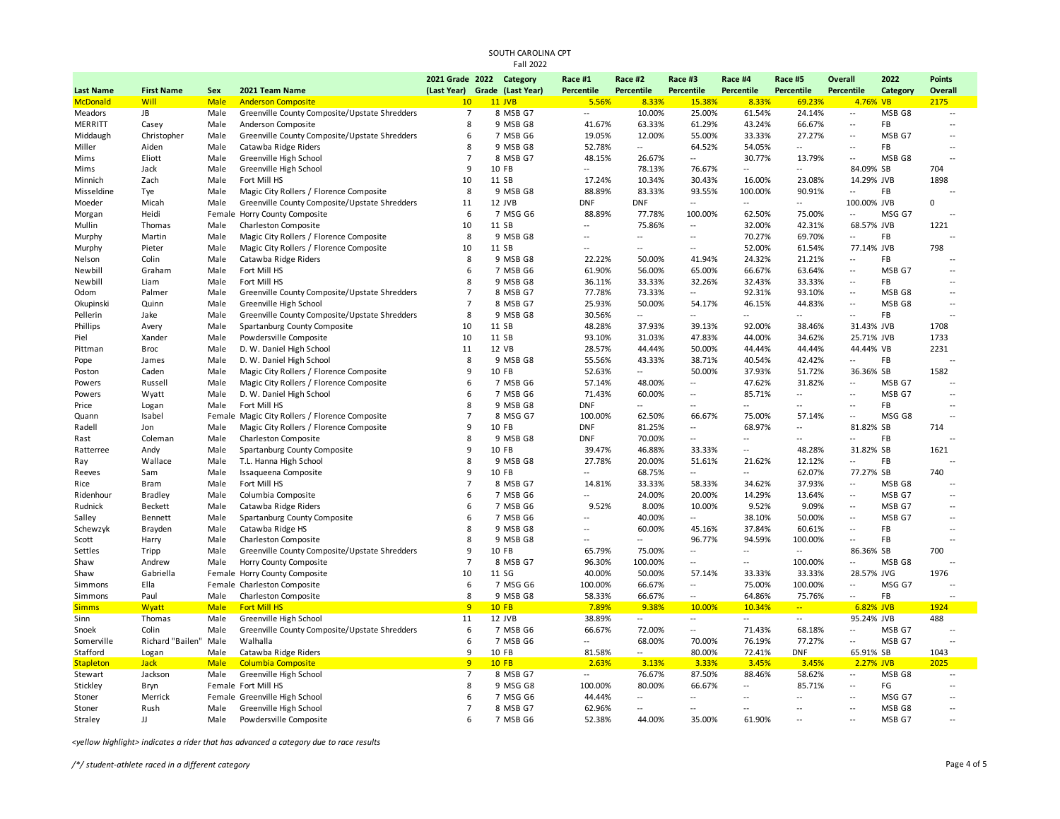SOUTH CAROLINA CPT

Fall 2022

| Last Name | First Name | Sex | 2021 Team Name | 2021 Grade (Last Year) | 2022 Grade | Category (Last Year) | Race #1 Percentile | Race #2 Percentile | Race #3 Percentile | Race #4 Percentile | Race #5 Percentile | Overall Percentile | 2022 Category | Points Overall |
|---|---|---|---|---|---|---|---|---|---|---|---|---|---|---|
| McDonald | Will | Male | Anderson Composite | 10 | 11 | JVB | 5.56% | 8.33% | 15.38% | 8.33% | 69.23% | 4.76% | VB | 2175 |
| Meadors | JB | Male | Greenville County Composite/Upstate Shredders | 7 | 8 | MSB G7 | -- | 10.00% | 25.00% | 61.54% | 24.14% | -- | MSB G8 | -- |
| MERRITT | Casey | Male | Anderson Composite | 8 | 9 | MSB G8 | 41.67% | 63.33% | 61.29% | 43.24% | 66.67% | -- | FB | -- |
| Middaugh | Christopher | Male | Greenville County Composite/Upstate Shredders | 6 | 7 | MSB G6 | 19.05% | 12.00% | 55.00% | 33.33% | 27.27% | -- | MSB G7 | -- |
| Miller | Aiden | Male | Catawba Ridge Riders | 8 | 9 | MSB G8 | 52.78% | -- | 64.52% | 54.05% | -- | -- | FB | -- |
| Mims | Eliott | Male | Greenville High School | 7 | 8 | MSB G7 | 48.15% | 26.67% | -- | 30.77% | 13.79% | -- | MSB G8 | -- |
| Mims | Jack | Male | Greenville High School | 9 | 10 | FB | -- | 78.13% | 76.67% | -- | -- | 84.09% | SB | 704 |
| Minnich | Zach | Male | Fort Mill HS | 10 | 11 | SB | 17.24% | 10.34% | 30.43% | 16.00% | 23.08% | 14.29% | JVB | 1898 |
| Misseldine | Tye | Male | Magic City Rollers / Florence Composite | 8 | 9 | MSB G8 | 88.89% | 83.33% | 93.55% | 100.00% | 90.91% | -- | FB | -- |
| Moeder | Micah | Male | Greenville County Composite/Upstate Shredders | 11 | 12 | JVB | DNF | DNF | -- | -- | -- | 100.00% | JVB | 0 |
| Morgan | Heidi | Female | Horry County Composite | 6 | 7 | MSG G6 | 88.89% | 77.78% | 100.00% | 62.50% | 75.00% | -- | MSG G7 | -- |
| Mullin | Thomas | Male | Charleston Composite | 10 | 11 | SB | -- | 75.86% | -- | 32.00% | 42.31% | 68.57% | JVB | 1221 |
| Murphy | Martin | Male | Magic City Rollers / Florence Composite | 8 | 9 | MSB G8 | -- | -- | -- | 70.27% | 69.70% | -- | FB | -- |
| Murphy | Pieter | Male | Magic City Rollers / Florence Composite | 10 | 11 | SB | -- | -- | -- | 52.00% | 61.54% | 77.14% | JVB | 798 |
| Nelson | Colin | Male | Catawba Ridge Riders | 8 | 9 | MSB G8 | 22.22% | 50.00% | 41.94% | 24.32% | 21.21% | -- | FB | -- |
| Newbill | Graham | Male | Fort Mill HS | 6 | 7 | MSB G6 | 61.90% | 56.00% | 65.00% | 66.67% | 63.64% | -- | MSB G7 | -- |
| Newbill | Liam | Male | Fort Mill HS | 8 | 9 | MSB G8 | 36.11% | 33.33% | 32.26% | 32.43% | 33.33% | -- | FB | -- |
| Odom | Palmer | Male | Greenville County Composite/Upstate Shredders | 7 | 8 | MSB G7 | 77.78% | 73.33% | -- | 92.31% | 93.10% | -- | MSB G8 | -- |
| Okupinski | Quinn | Male | Greenville High School | 7 | 8 | MSB G7 | 25.93% | 50.00% | 54.17% | 46.15% | 44.83% | -- | MSB G8 | -- |
| Pellerin | Jake | Male | Greenville County Composite/Upstate Shredders | 8 | 9 | MSB G8 | 30.56% | -- | -- | -- | -- | -- | FB | -- |
| Phillips | Avery | Male | Spartanburg County Composite | 10 | 11 | SB | 48.28% | 37.93% | 39.13% | 92.00% | 38.46% | 31.43% | JVB | 1708 |
| Piel | Xander | Male | Powdersville Composite | 10 | 11 | SB | 93.10% | 31.03% | 47.83% | 44.00% | 34.62% | 25.71% | JVB | 1733 |
| Pittman | Broc | Male | D. W. Daniel High School | 11 | 12 | VB | 28.57% | 44.44% | 50.00% | 44.44% | 44.44% | 44.44% | VB | 2231 |
| Pope | James | Male | D. W. Daniel High School | 8 | 9 | MSB G8 | 55.56% | 43.33% | 38.71% | 40.54% | 42.42% | -- | FB | -- |
| Poston | Caden | Male | Magic City Rollers / Florence Composite | 9 | 10 | FB | 52.63% | -- | 50.00% | 37.93% | 51.72% | 36.36% | SB | 1582 |
| Powers | Russell | Male | Magic City Rollers / Florence Composite | 6 | 7 | MSB G6 | 57.14% | 48.00% | -- | 47.62% | 31.82% | -- | MSB G7 | -- |
| Powers | Wyatt | Male | D. W. Daniel High School | 6 | 7 | MSB G6 | 71.43% | 60.00% | -- | 85.71% | -- | -- | MSB G7 | -- |
| Price | Logan | Male | Fort Mill HS | 8 | 9 | MSB G8 | DNF | -- | -- | -- | -- | -- | FB | -- |
| Quann | Isabel | Female | Magic City Rollers / Florence Composite | 7 | 8 | MSG G7 | 100.00% | 62.50% | 66.67% | 75.00% | 57.14% | -- | MSG G8 | -- |
| Radell | Jon | Male | Magic City Rollers / Florence Composite | 9 | 10 | FB | DNF | 81.25% | -- | 68.97% | -- | 81.82% | SB | 714 |
| Rast | Coleman | Male | Charleston Composite | 8 | 9 | MSB G8 | DNF | 70.00% | -- | -- | -- | -- | FB | -- |
| Ratterree | Andy | Male | Spartanburg County Composite | 9 | 10 | FB | 39.47% | 46.88% | 33.33% | -- | 48.28% | 31.82% | SB | 1621 |
| Ray | Wallace | Male | T.L. Hanna High School | 8 | 9 | MSB G8 | 27.78% | 20.00% | 51.61% | 21.62% | 12.12% | -- | FB | -- |
| Reeves | Sam | Male | Issaqueena Composite | 9 | 10 | FB | -- | 68.75% | -- | -- | 62.07% | 77.27% | SB | 740 |
| Rice | Bram | Male | Fort Mill HS | 7 | 8 | MSB G7 | 14.81% | 33.33% | 58.33% | 34.62% | 37.93% | -- | MSB G8 | -- |
| Ridenhour | Bradley | Male | Columbia Composite | 6 | 7 | MSB G6 | -- | 24.00% | 20.00% | 14.29% | 13.64% | -- | MSB G7 | -- |
| Rudnick | Beckett | Male | Catawba Ridge Riders | 6 | 7 | MSB G6 | 9.52% | 8.00% | 10.00% | 9.52% | 9.09% | -- | MSB G7 | -- |
| Salley | Bennett | Male | Spartanburg County Composite | 6 | 7 | MSB G6 | -- | 40.00% | -- | 38.10% | 50.00% | -- | MSB G7 | -- |
| Schewzyk | Brayden | Male | Catawba Ridge HS | 8 | 9 | MSB G8 | -- | 60.00% | 45.16% | 37.84% | 60.61% | -- | FB | -- |
| Scott | Harry | Male | Charleston Composite | 8 | 9 | MSB G8 | -- | -- | 96.77% | 94.59% | 100.00% | -- | FB | -- |
| Settles | Tripp | Male | Greenville County Composite/Upstate Shredders | 9 | 10 | FB | 65.79% | 75.00% | -- | -- | -- | 86.36% | SB | 700 |
| Shaw | Andrew | Male | Horry County Composite | 7 | 8 | MSB G7 | 96.30% | 100.00% | -- | -- | 100.00% | -- | MSB G8 | -- |
| Shaw | Gabriella | Female | Horry County Composite | 10 | 11 | SG | 40.00% | 50.00% | 57.14% | 33.33% | 33.33% | 28.57% | JVG | 1976 |
| Simmons | Ella | Female | Charleston Composite | 6 | 7 | MSG G6 | 100.00% | 66.67% | -- | 75.00% | 100.00% | -- | MSG G7 | -- |
| Simmons | Paul | Male | Charleston Composite | 8 | 9 | MSB G8 | 58.33% | 66.67% | -- | 64.86% | 75.76% | -- | FB | -- |
| Simms | Wyatt | Male | Fort Mill HS | 9 | 10 | FB | 7.89% | 9.38% | 10.00% | 10.34% | -- | 6.82% | JVB | 1924 |
| Sinn | Thomas | Male | Greenville High School | 11 | 12 | JVB | 38.89% | -- | -- | -- | -- | 95.24% | JVB | 488 |
| Snoek | Colin | Male | Greenville County Composite/Upstate Shredders | 6 | 7 | MSB G6 | 66.67% | 72.00% | -- | 71.43% | 68.18% | -- | MSB G7 | -- |
| Somerville | Richard "Bailen" | Male | Walhalla | 6 | 7 | MSB G6 | -- | 68.00% | 70.00% | 76.19% | 77.27% | -- | MSB G7 | -- |
| Stafford | Logan | Male | Catawba Ridge Riders | 9 | 10 | FB | 81.58% | -- | 80.00% | 72.41% | DNF | 65.91% | SB | 1043 |
| Stapleton | Jack | Male | Columbia Composite | 9 | 10 | FB | 2.63% | 3.13% | 3.33% | 3.45% | 3.45% | 2.27% | JVB | 2025 |
| Stewart | Jackson | Male | Greenville High School | 7 | 8 | MSB G7 | -- | 76.67% | 87.50% | 88.46% | 58.62% | -- | MSB G8 | -- |
| Stickley | Bryn | Female | Fort Mill HS | 8 | 9 | MSG G8 | 100.00% | 80.00% | 66.67% | -- | 85.71% | -- | FG | -- |
| Stoner | Merrick | Female | Greenville High School | 6 | 7 | MSG G6 | 44.44% | -- | -- | -- | -- | -- | MSG G7 | -- |
| Stoner | Rush | Male | Greenville High School | 7 | 8 | MSB G7 | 62.96% | -- | -- | -- | -- | -- | MSB G8 | -- |
| Straley | JJ | Male | Powdersville Composite | 6 | 7 | MSB G6 | 52.38% | 44.00% | 35.00% | 61.90% | -- | -- | MSB G7 | -- |

*<yellow highlight> indicates a rider that has advanced a category due to race results*

*/*/ student-athlete raced in a different category*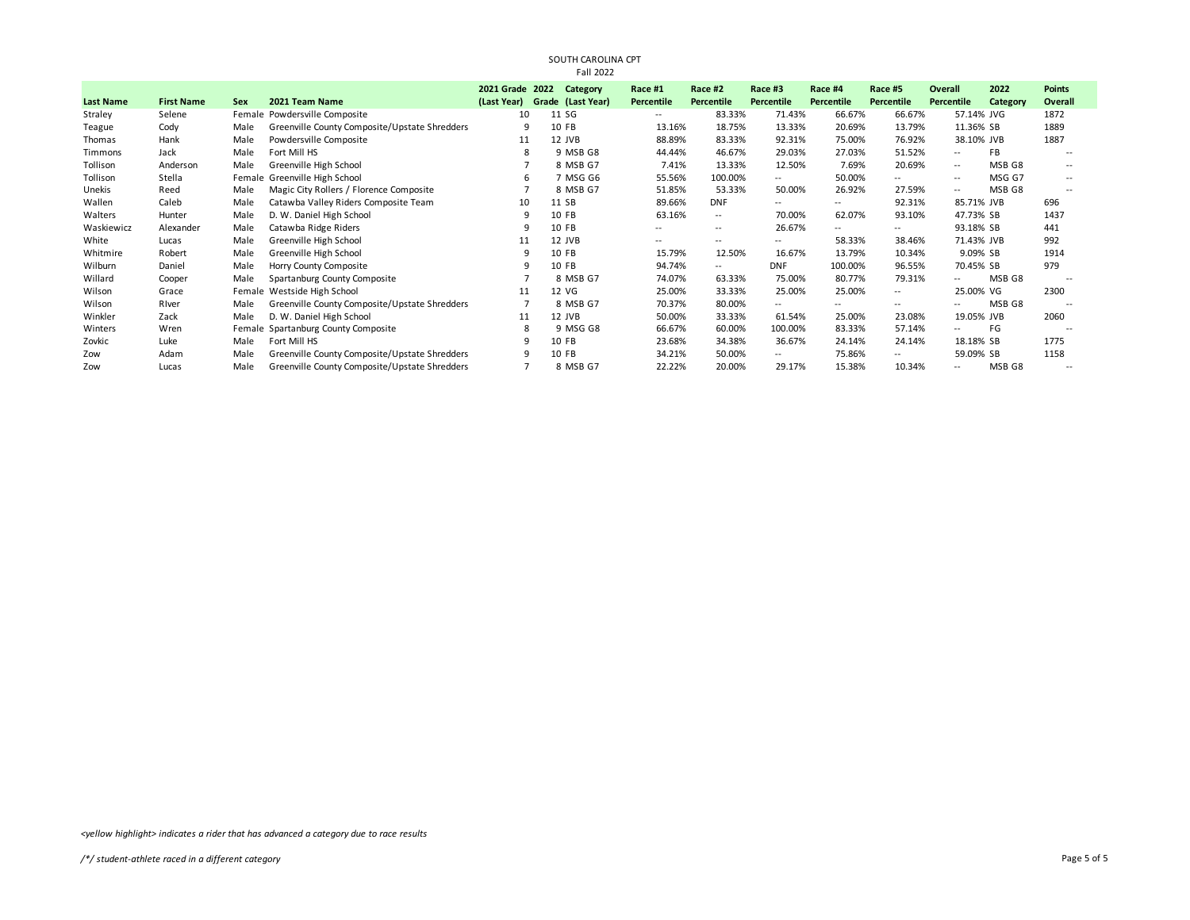SOUTH CAROLINA CPT
Fall 2022

| Last Name | First Name | Sex | 2021 Team Name | 2021 Grade (Last Year) | 2022 Grade | Category (Last Year) | Race #1 Percentile | Race #2 Percentile | Race #3 Percentile | Race #4 Percentile | Race #5 Percentile | Overall Percentile | 2022 Category | Points Overall |
|---|---|---|---|---|---|---|---|---|---|---|---|---|---|---|
| Straley | Selene | Female | Powdersville Composite | 10 | 11 | SG | -- | 83.33% | 71.43% | 66.67% | 66.67% | 57.14% | JVG | 1872 |
| Teague | Cody | Male | Greenville County Composite/Upstate Shredders | 9 | 10 | FB | 13.16% | 18.75% | 13.33% | 20.69% | 13.79% | 11.36% | SB | 1889 |
| Thomas | Hank | Male | Powdersville Composite | 11 | 12 | JVB | 88.89% | 83.33% | 92.31% | 75.00% | 76.92% | 38.10% | JVB | 1887 |
| Timmons | Jack | Male | Fort Mill HS | 8 | 9 | MSB G8 | 44.44% | 46.67% | 29.03% | 27.03% | 51.52% | -- | FB | -- |
| Tollison | Anderson | Male | Greenville High School | 7 | 8 | MSB G7 | 7.41% | 13.33% | 12.50% | 7.69% | 20.69% | -- | MSB G8 | -- |
| Tollison | Stella | Female | Greenville High School | 6 | 7 | MSG G6 | 55.56% | 100.00% | -- | 50.00% | -- | -- | MSG G7 | -- |
| Unekis | Reed | Male | Magic City Rollers / Florence Composite | 7 | 8 | MSB G7 | 51.85% | 53.33% | 50.00% | 26.92% | 27.59% | -- | MSB G8 | -- |
| Wallen | Caleb | Male | Catawba Valley Riders Composite Team | 10 | 11 | SB | 89.66% | DNF | -- | -- | 92.31% | 85.71% | JVB | 696 |
| Walters | Hunter | Male | D. W. Daniel High School | 9 | 10 | FB | 63.16% | -- | 70.00% | 62.07% | 93.10% | 47.73% | SB | 1437 |
| Waskiewicz | Alexander | Male | Catawba Ridge Riders | 9 | 10 | FB | -- | -- | 26.67% | -- | -- | 93.18% | SB | 441 |
| White | Lucas | Male | Greenville High School | 11 | 12 | JVB | -- | -- | -- | 58.33% | 38.46% | 71.43% | JVB | 992 |
| Whitmire | Robert | Male | Greenville High School | 9 | 10 | FB | 15.79% | 12.50% | 16.67% | 13.79% | 10.34% | 9.09% | SB | 1914 |
| Wilburn | Daniel | Male | Horry County Composite | 9 | 10 | FB | 94.74% | -- | DNF | 100.00% | 96.55% | 70.45% | SB | 979 |
| Willard | Cooper | Male | Spartanburg County Composite | 7 | 8 | MSB G7 | 74.07% | 63.33% | 75.00% | 80.77% | 79.31% | -- | MSB G8 | -- |
| Wilson | Grace | Female | Westside High School | 11 | 12 | VG | 25.00% | 33.33% | 25.00% | 25.00% | -- | 25.00% | VG | 2300 |
| Wilson | RIver | Male | Greenville County Composite/Upstate Shredders | 7 | 8 | MSB G7 | 70.37% | 80.00% | -- | -- | -- | -- | MSB G8 | -- |
| Winkler | Zack | Male | D. W. Daniel High School | 11 | 12 | JVB | 50.00% | 33.33% | 61.54% | 25.00% | 23.08% | 19.05% | JVB | 2060 |
| Winters | Wren | Female | Spartanburg County Composite | 8 | 9 | MSG G8 | 66.67% | 60.00% | 100.00% | 83.33% | 57.14% | -- | FG | -- |
| Zovkic | Luke | Male | Fort Mill HS | 9 | 10 | FB | 23.68% | 34.38% | 36.67% | 24.14% | 24.14% | 18.18% | SB | 1775 |
| Zow | Adam | Male | Greenville County Composite/Upstate Shredders | 9 | 10 | FB | 34.21% | 50.00% | -- | 75.86% | -- | 59.09% | SB | 1158 |
| Zow | Lucas | Male | Greenville County Composite/Upstate Shredders | 7 | 8 | MSB G7 | 22.22% | 20.00% | 29.17% | 15.38% | 10.34% | -- | MSB G8 | -- |

*<yellow highlight> indicates a rider that has advanced a category due to race results*

*/*/ student-athlete raced in a different category*